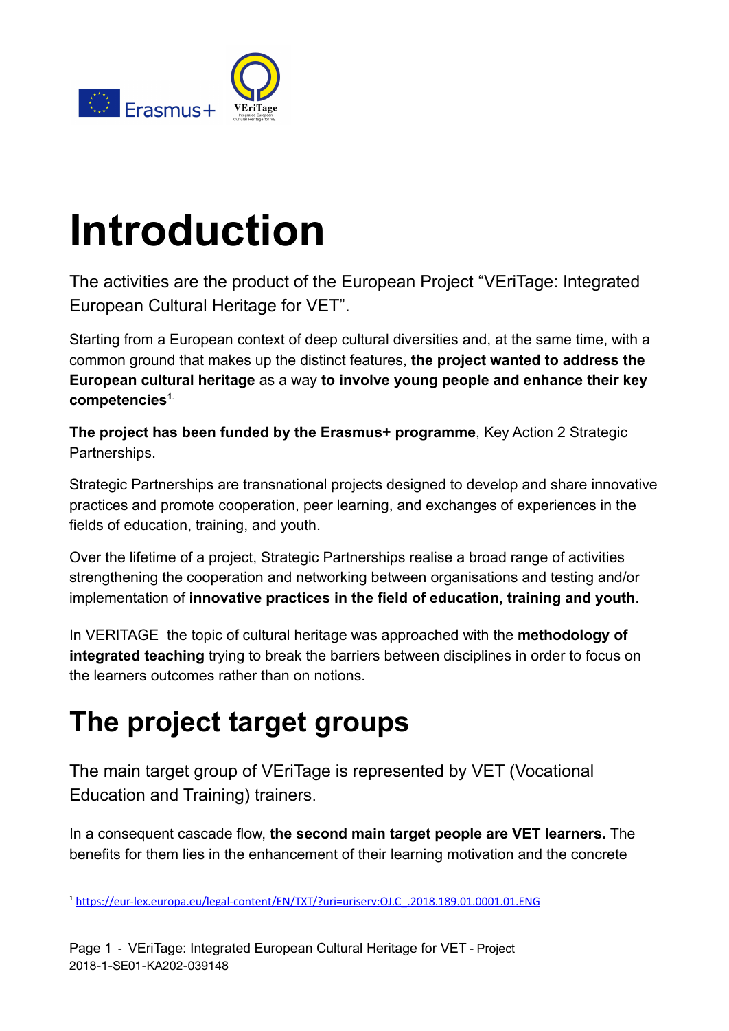# Introduction

The activities are the product of the European Project "VEriTage: Integrated European Cultural Heritage for VET".

Starting from a European context of deep cultural diversities and, at the same time, with a common ground that makes up the distinct features, **the project wanted to address the European cultural heritage** as a way **to involve young people and enhance their key competencies**[1].

**The project has been funded by the Erasmus+ programme**, Key Action 2 Strategic Partnerships.

Strategic Partnerships are transnational projects designed to develop and share innovative practices and promote cooperation, peer learning, and exchanges of experiences in the fields of education, training, and youth.

Over the lifetime of a project, Strategic Partnerships realise a broad range of activities strengthening the cooperation and networking between organisations and testing and/or implementation of **innovative practices in the field of education, training and youth**.

In VERITAGE the topic of cultural heritage was approached with the **methodology of integrated teaching** trying to break the barriers between disciplines in order to focus on the learners outcomes rather than on notions.

# The project target groups

The main target group of VEriTage is represented by VET (Vocational Education and Training) trainers.

In a consequent cascade flow, **the second main target people are VET learners.** The benefits for them lies in the enhancement of their learning motivation and the concrete

[1] https://eur-lex.europa.eu/legal-content/EN/TXT/?uri=uriserv:OJ.C_.2018.189.01.0001.01.ENG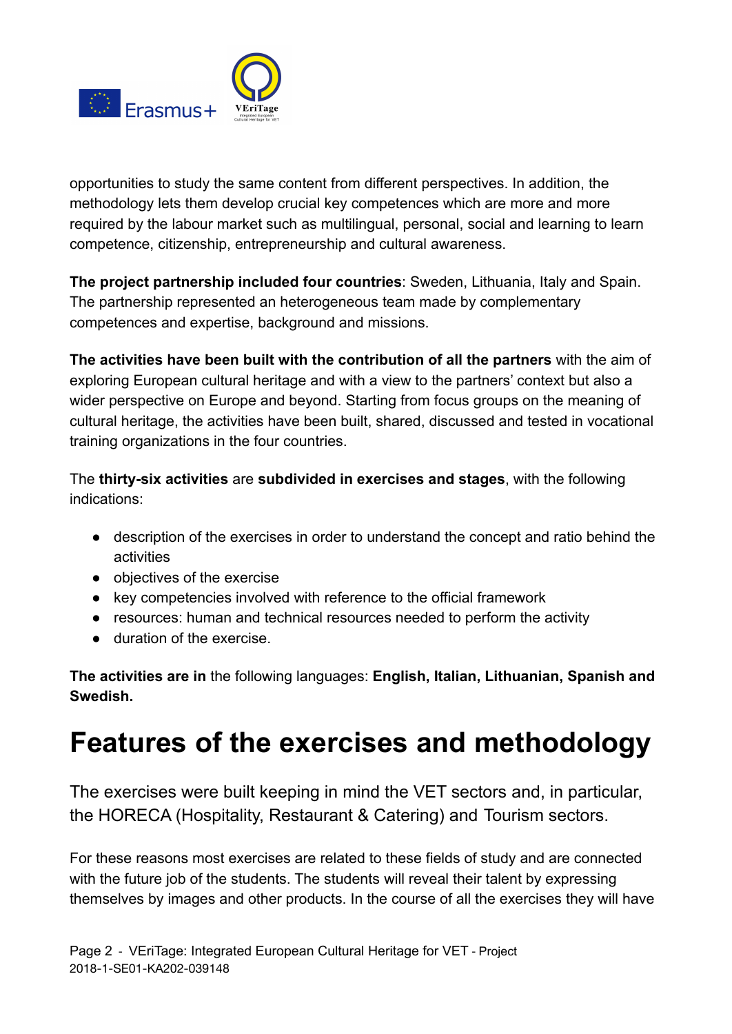opportunities to study the same content from different perspectives. In addition, the methodology lets them develop crucial key competences which are more and more required by the labour market such as multilingual, personal, social and learning to learn competence, citizenship, entrepreneurship and cultural awareness.

**The project partnership included four countries**: Sweden, Lithuania, Italy and Spain. The partnership represented an heterogeneous team made by complementary competences and expertise, background and missions.

**The activities have been built with the contribution of all the partners** with the aim of exploring European cultural heritage and with a view to the partners' context but also a wider perspective on Europe and beyond. Starting from focus groups on the meaning of cultural heritage, the activities have been built, shared, discussed and tested in vocational training organizations in the four countries.

The **thirty-six activities** are **subdivided in exercises and stages**, with the following indications:

- description of the exercises in order to understand the concept and ratio behind the activities
- objectives of the exercise
- key competencies involved with reference to the official framework
- resources: human and technical resources needed to perform the activity
- duration of the exercise.

**The activities are in** the following languages: **English, Italian, Lithuanian, Spanish and Swedish.**

# Features of the exercises and methodology

The exercises were built keeping in mind the VET sectors and, in particular, the HORECA (Hospitality, Restaurant & Catering) and Tourism sectors.

For these reasons most exercises are related to these fields of study and are connected with the future job of the students. The students will reveal their talent by expressing themselves by images and other products. In the course of all the exercises they will have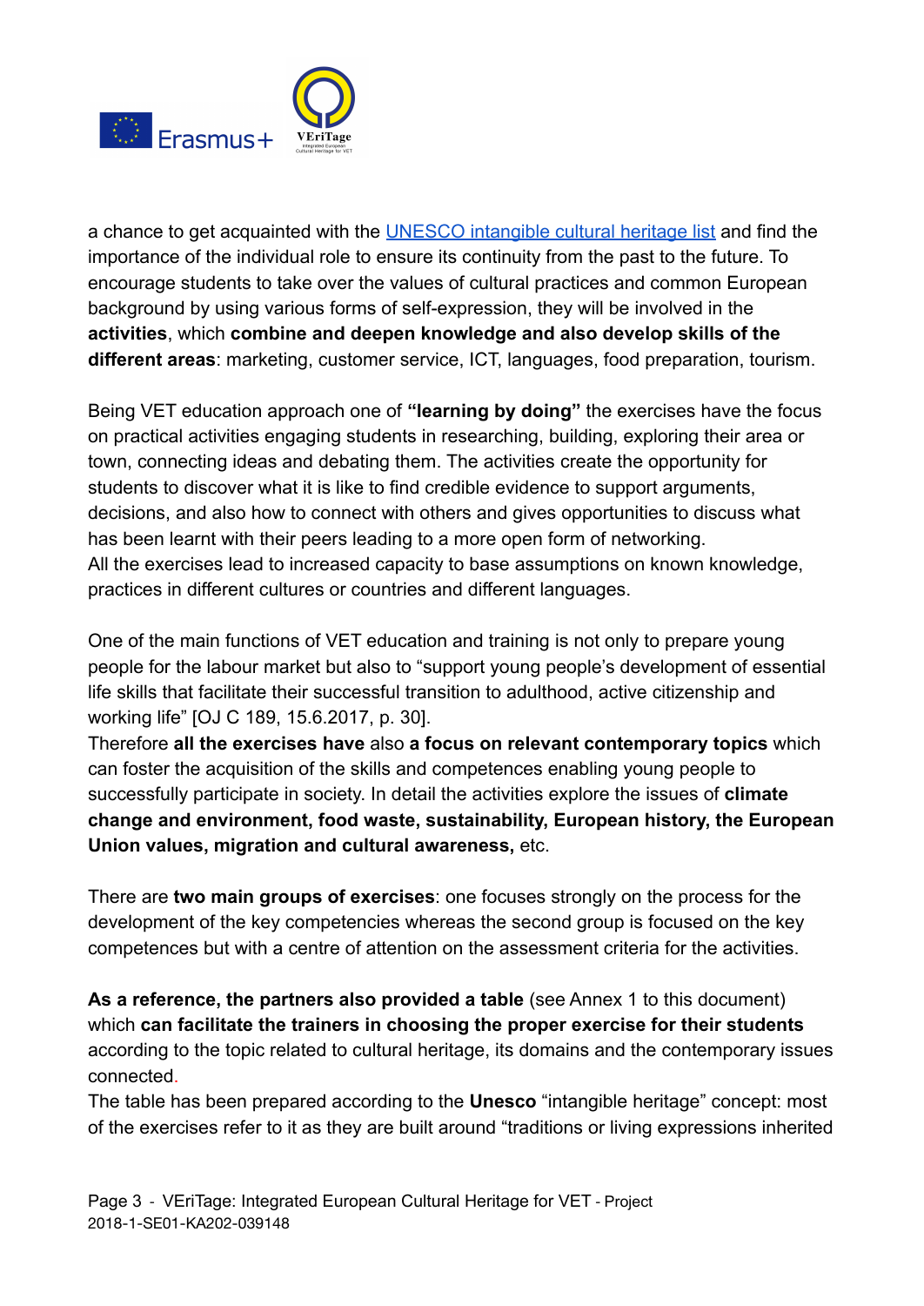a chance to get acquainted with the [UNESCO intangible cultural heritage list]() and find the importance of the individual role to ensure its continuity from the past to the future. To encourage students to take over the values of cultural practices and common European background by using various forms of self-expression, they will be involved in the **activities**, which **combine and deepen knowledge and also develop skills of the different areas**: marketing, customer service, ICT, languages, food preparation, tourism.

Being VET education approach one of **"learning by doing"** the exercises have the focus on practical activities engaging students in researching, building, exploring their area or town, connecting ideas and debating them. The activities create the opportunity for students to discover what it is like to find credible evidence to support arguments, decisions, and also how to connect with others and gives opportunities to discuss what has been learnt with their peers leading to a more open form of networking.
All the exercises lead to increased capacity to base assumptions on known knowledge, practices in different cultures or countries and different languages.

One of the main functions of VET education and training is not only to prepare young people for the labour market but also to "support young people's development of essential life skills that facilitate their successful transition to adulthood, active citizenship and working life" [OJ C 189, 15.6.2017, p. 30].
Therefore **all the exercises have** also **a focus on relevant contemporary topics** which can foster the acquisition of the skills and competences enabling young people to successfully participate in society. In detail the activities explore the issues of **climate change and environment, food waste, sustainability, European history, the European Union values, migration and cultural awareness,** etc.

There are **two main groups of exercises**: one focuses strongly on the process for the development of the key competencies whereas the second group is focused on the key competences but with a centre of attention on the assessment criteria for the activities.

**As a reference, the partners also provided a table** (see Annex 1 to this document) which **can facilitate the trainers in choosing the proper exercise for their students** according to the topic related to cultural heritage, its domains and the contemporary issues connected.
The table has been prepared according to the **Unesco** "intangible heritage" concept: most of the exercises refer to it as they are built around "traditions or living expressions inherited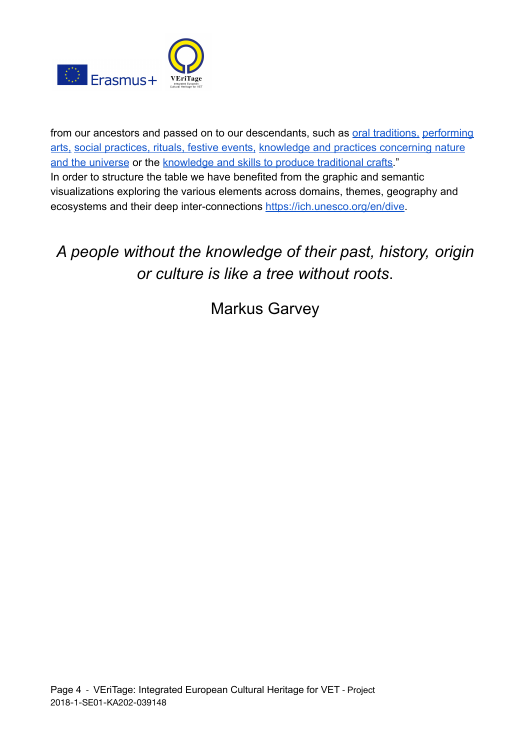from our ancestors and passed on to our descendants, such as oral traditions, performing arts, social practices, rituals, festive events, knowledge and practices concerning nature and the universe or the knowledge and skills to produce traditional crafts."
In order to structure the table we have benefited from the graphic and semantic visualizations exploring the various elements across domains, themes, geography and ecosystems and their deep inter-connections https://ich.unesco.org/en/dive.

*A people without the knowledge of their past, history, origin or culture is like a tree without roots*.

Markus Garvey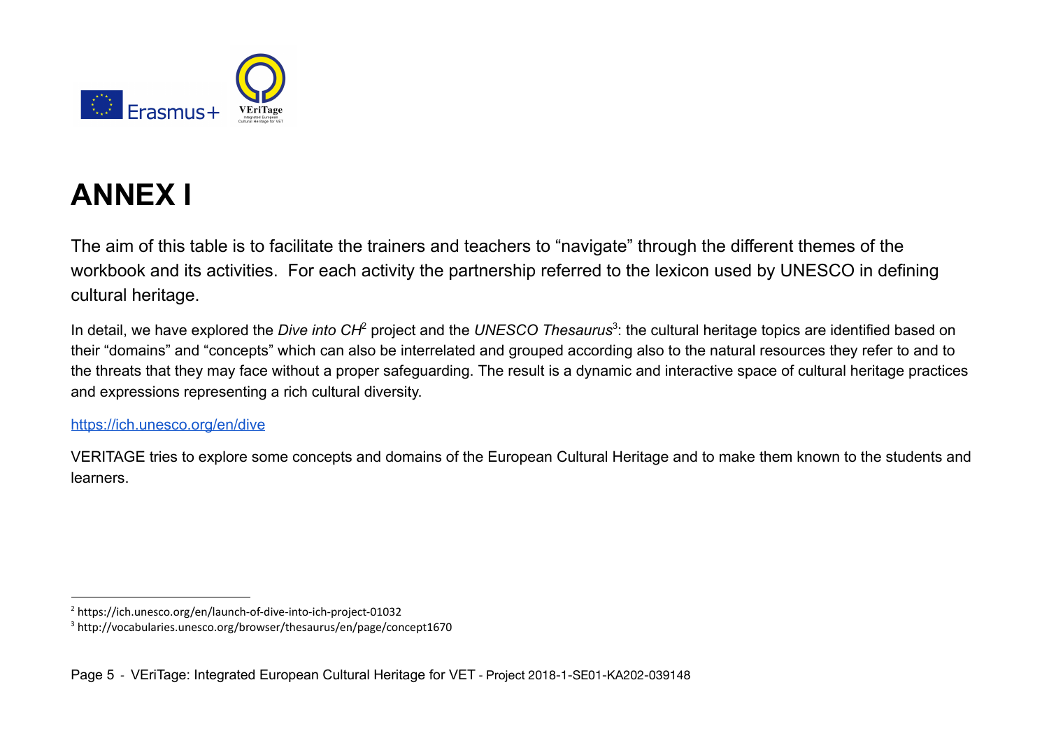# ANNEX I

The aim of this table is to facilitate the trainers and teachers to “navigate” through the different themes of the workbook and its activities. For each activity the partnership referred to the lexicon used by UNESCO in defining cultural heritage.

In detail, we have explored the *Dive into CH*[2] project and the *UNESCO Thesaurus*[3]: the cultural heritage topics are identified based on their “domains” and “concepts” which can also be interrelated and grouped according also to the natural resources they refer to and to the threats that they may face without a proper safeguarding. The result is a dynamic and interactive space of cultural heritage practices and expressions representing a rich cultural diversity.

https://ich.unesco.org/en/dive

VERITAGE tries to explore some concepts and domains of the European Cultural Heritage and to make them known to the students and learners.

---

[2] https://ich.unesco.org/en/launch-of-dive-into-ich-project-01032

[3] http://vocabularies.unesco.org/browser/thesaurus/en/page/concept1670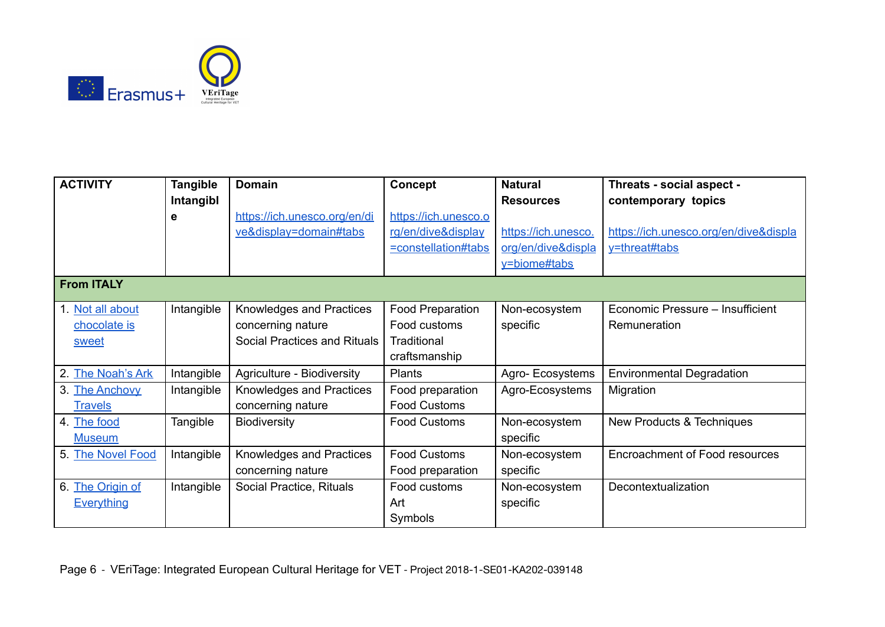| ACTIVITY | Tangible Intangible | Domain<br><br>https://ich.unesco.org/en/dive&display=domain#tabs | Concept<br><br>https://ich.unesco.org/en/dive&display=constellation#tabs | Natural Resources<br><br>https://ich.unesco.org/en/dive&display=biome#tabs | Threats - social aspect - contemporary topics<br><br>https://ich.unesco.org/en/dive&display=threat#tabs |
|---|---|---|---|---|---|
| **From ITALY** | | | | | |
| 1. Not all about chocolate is sweet | Intangible | Knowledges and Practices concerning nature<br>Social Practices and Rituals | Food Preparation<br>Food customs<br>Traditional craftsmanship | Non-ecosystem specific | Economic Pressure – Insufficient Remuneration |
| 2. The Noah's Ark | Intangible | Agriculture - Biodiversity | Plants | Agro- Ecosystems | Environmental Degradation |
| 3. The Anchovy Travels | Intangible | Knowledges and Practices concerning nature | Food preparation<br>Food Customs | Agro-Ecosystems | Migration |
| 4. The food Museum | Tangible | Biodiversity | Food Customs | Non-ecosystem specific | New Products & Techniques |
| 5. The Novel Food | Intangible | Knowledges and Practices concerning nature | Food Customs<br>Food preparation | Non-ecosystem specific | Encroachment of Food resources |
| 6. The Origin of Everything | Intangible | Social Practice, Rituals | Food customs<br>Art<br>Symbols | Non-ecosystem specific | Decontextualization |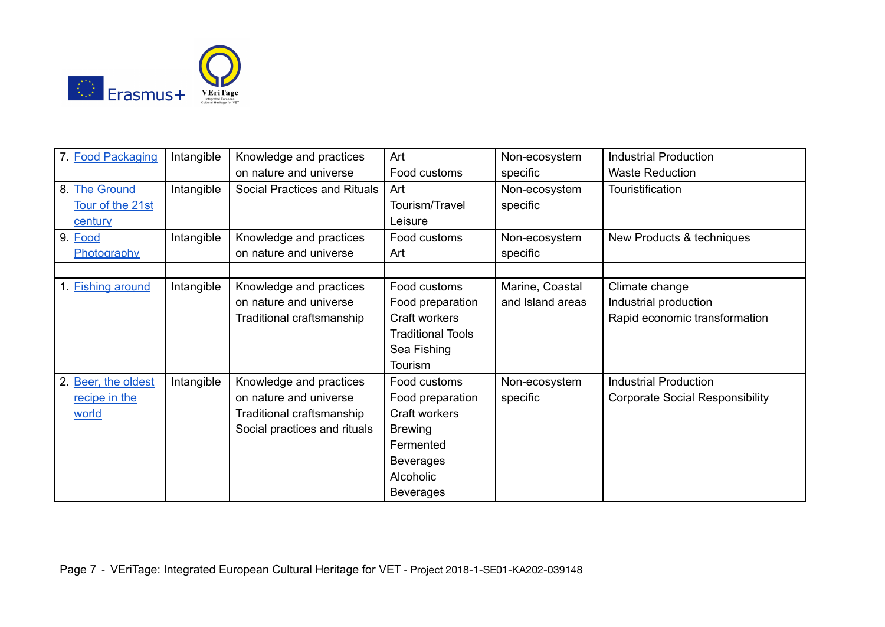| | | | | | |
|---|---|---|---|---|---|
| 7. Food Packaging | Intangible | Knowledge and practices on nature and universe | Art<br>Food customs | Non-ecosystem specific | Industrial Production<br>Waste Reduction |
| 8. The Ground Tour of the 21st century | Intangible | Social Practices and Rituals | Art<br>Tourism/Travel<br>Leisure | Non-ecosystem specific | Touristification |
| 9. Food Photography | Intangible | Knowledge and practices on nature and universe | Food customs<br>Art | Non-ecosystem specific | New Products & techniques |
| | | | | | |
| 1. Fishing around | Intangible | Knowledge and practices on nature and universe<br>Traditional craftsmanship | Food customs<br>Food preparation<br>Craft workers<br>Traditional Tools<br>Sea Fishing<br>Tourism | Marine, Coastal and Island areas | Climate change<br>Industrial production<br>Rapid economic transformation |
| 2. Beer, the oldest recipe in the world | Intangible | Knowledge and practices on nature and universe<br>Traditional craftsmanship<br>Social practices and rituals | Food customs<br>Food preparation<br>Craft workers<br>Brewing<br>Fermented Beverages<br>Alcoholic Beverages | Non-ecosystem specific | Industrial Production<br>Corporate Social Responsibility |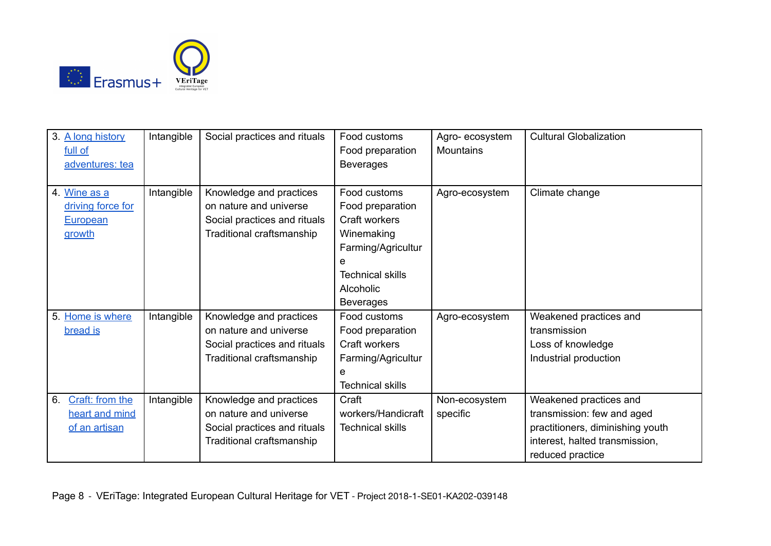| | | | | | |
|---|---|---|---|---|---|
| 3. A long history full of adventures: tea | Intangible | Social practices and rituals | Food customs<br>Food preparation<br>Beverages | Agro- ecosystem<br>Mountains | Cultural Globalization |
| 4. Wine as a driving force for European growth | Intangible | Knowledge and practices on nature and universe<br>Social practices and rituals<br>Traditional craftsmanship | Food customs<br>Food preparation<br>Craft workers<br>Winemaking<br>Farming/Agriculture<br>Technical skills<br>Alcoholic Beverages | Agro-ecosystem | Climate change |
| 5. Home is where bread is | Intangible | Knowledge and practices on nature and universe<br>Social practices and rituals<br>Traditional craftsmanship | Food customs<br>Food preparation<br>Craft workers<br>Farming/Agriculture<br>Technical skills | Agro-ecosystem | Weakened practices and transmission<br>Loss of knowledge<br>Industrial production |
| 6. Craft: from the heart and mind of an artisan | Intangible | Knowledge and practices on nature and universe<br>Social practices and rituals<br>Traditional craftsmanship | Craft workers/Handicraft<br>Technical skills | Non-ecosystem specific | Weakened practices and transmission: few and aged practitioners, diminishing youth interest, halted transmission, reduced practice |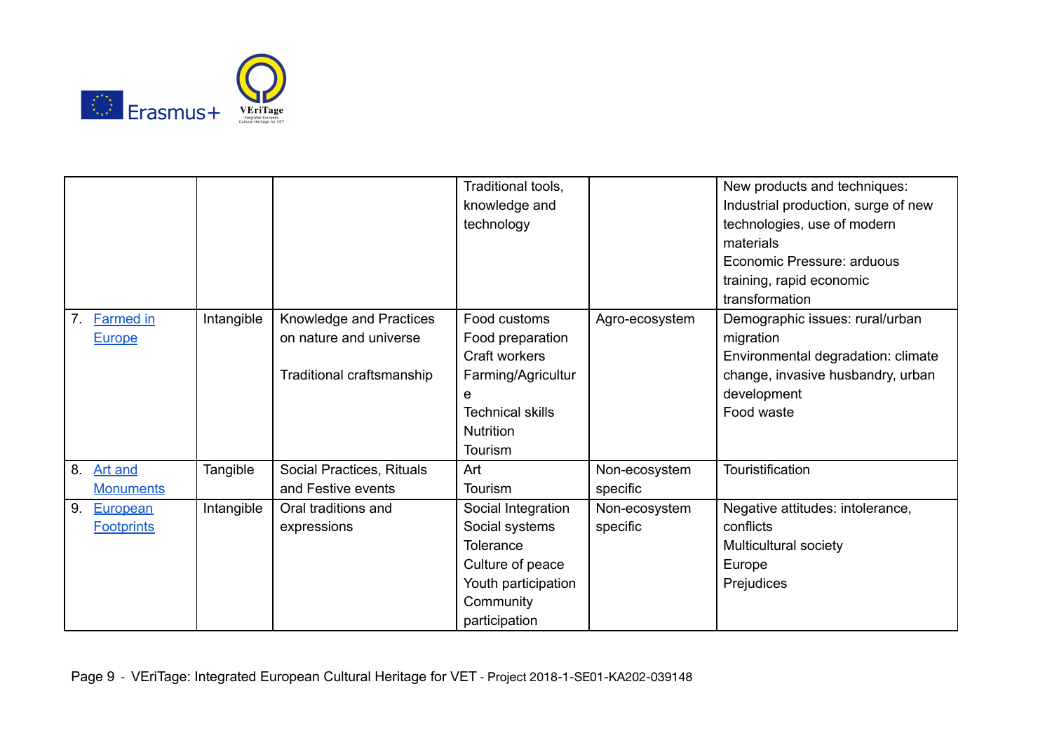| | | | | | |
|---|---|---|---|---|---|
| | | | Traditional tools, knowledge and technology | | New products and techniques: Industrial production, surge of new technologies, use of modern materials<br>Economic Pressure: arduous training, rapid economic transformation |
| 7. Farmed in Europe | Intangible | Knowledge and Practices on nature and universe<br><br>Traditional craftsmanship | Food customs<br>Food preparation<br>Craft workers<br>Farming/Agriculture<br>Technical skills<br>Nutrition<br>Tourism | Agro-ecosystem | Demographic issues: rural/urban migration<br>Environmental degradation: climate change, invasive husbandry, urban development<br>Food waste |
| 8. Art and Monuments | Tangible | Social Practices, Rituals and Festive events | Art<br>Tourism | Non-ecosystem specific | Touristification |
| 9. European Footprints | Intangible | Oral traditions and expressions | Social Integration<br>Social systems<br>Tolerance<br>Culture of peace<br>Youth participation<br>Community participation | Non-ecosystem specific | Negative attitudes: intolerance, conflicts<br>Multicultural society<br>Europe<br>Prejudices |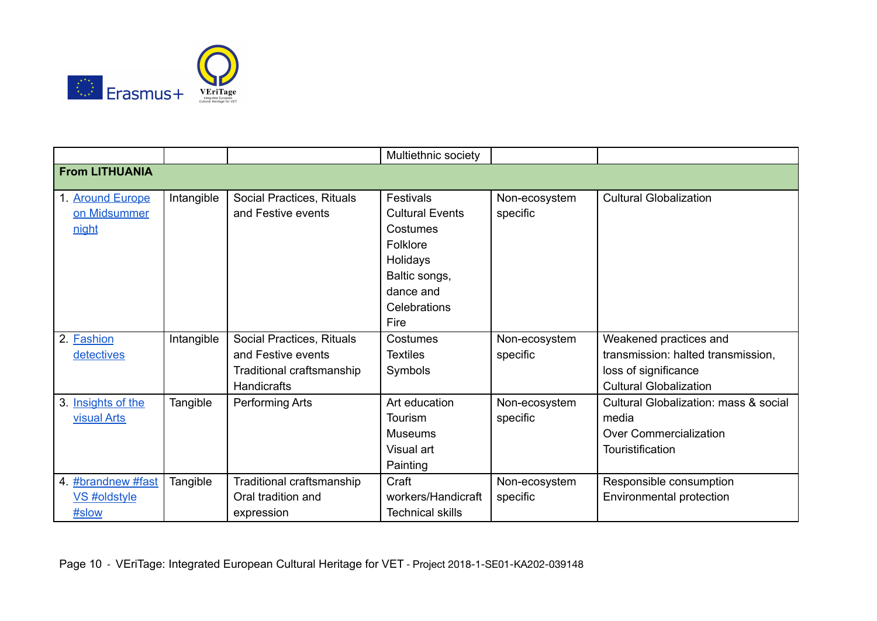| | | | Multiethnic society | | |
|---|---|---|---|---|---|
| **From LITHUANIA** | | | | | |
| 1. Around Europe on Midsummer night | Intangible | Social Practices, Rituals and Festive events | Festivals<br>Cultural Events<br>Costumes<br>Folklore<br>Holidays<br>Baltic songs, dance and<br>Celebrations<br>Fire | Non-ecosystem specific | Cultural Globalization |
| 2. Fashion detectives | Intangible | Social Practices, Rituals and Festive events<br>Traditional craftsmanship<br>Handicrafts | Costumes<br>Textiles<br>Symbols | Non-ecosystem specific | Weakened practices and transmission: halted transmission, loss of significance<br>Cultural Globalization |
| 3. Insights of the visual Arts | Tangible | Performing Arts | Art education<br>Tourism<br>Museums<br>Visual art<br>Painting | Non-ecosystem specific | Cultural Globalization: mass & social media<br>Over Commercialization<br>Touristification |
| 4. #brandnew #fast VS #oldstyle #slow | Tangible | Traditional craftsmanship<br>Oral tradition and expression | Craft workers/Handicraft<br>Technical skills | Non-ecosystem specific | Responsible consumption<br>Environmental protection |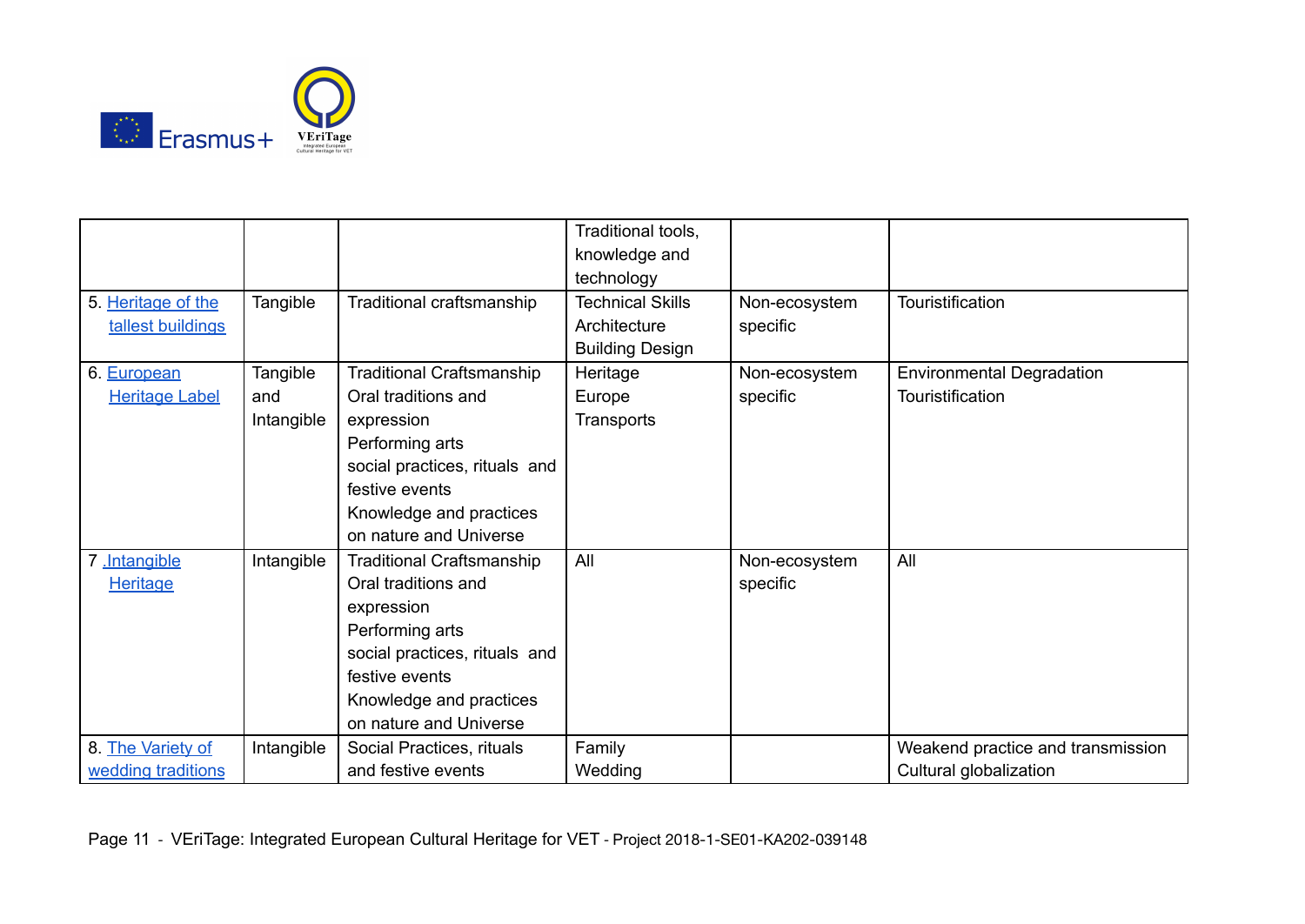| | | | | | |
|---|---|---|---|---|---|
| | | | Traditional tools, knowledge and technology | | |
| 5. Heritage of the tallest buildings | Tangible | Traditional craftsmanship | Technical Skills<br>Architecture<br>Building Design | Non-ecosystem specific | Touristification |
| 6. European Heritage Label | Tangible and Intangible | Traditional Craftsmanship<br>Oral traditions and expression<br>Performing arts<br>social practices, rituals and festive events<br>Knowledge and practices on nature and Universe | Heritage<br>Europe<br>Transports | Non-ecosystem specific | Environmental Degradation<br>Touristification |
| 7 .Intangible Heritage | Intangible | Traditional Craftsmanship<br>Oral traditions and expression<br>Performing arts<br>social practices, rituals and festive events<br>Knowledge and practices on nature and Universe | All | Non-ecosystem specific | All |
| 8. The Variety of wedding traditions | Intangible | Social Practices, rituals and festive events | Family<br>Wedding | | Weakend practice and transmission<br>Cultural globalization |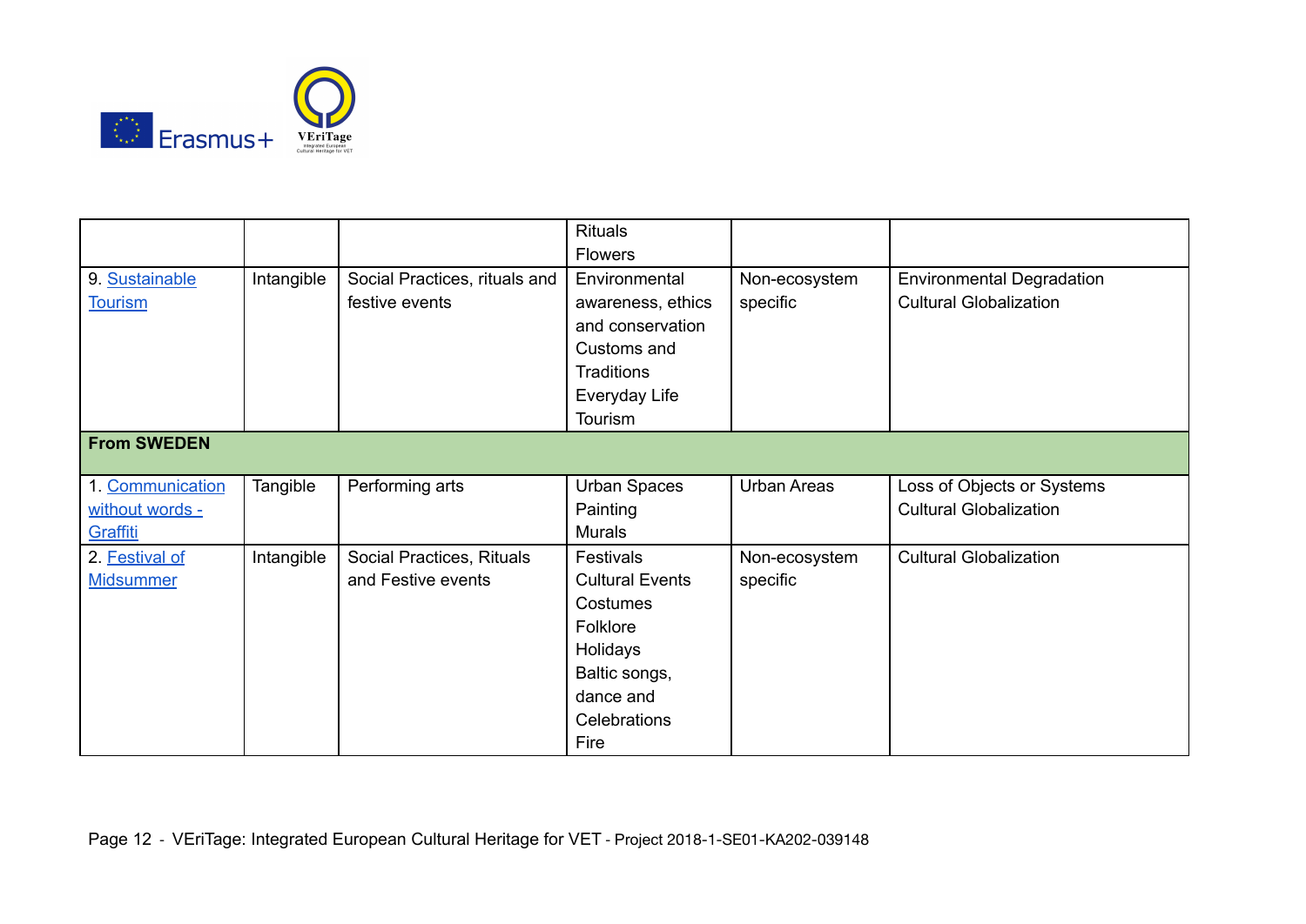| | | | Rituals<br>Flowers | | |
|---|---|---|---|---|---|
| 9. Sustainable Tourism | Intangible | Social Practices, rituals and festive events | Environmental awareness, ethics and conservation<br>Customs and Traditions<br>Everyday Life<br>Tourism | Non-ecosystem specific | Environmental Degradation<br>Cultural Globalization |
| **From SWEDEN** | | | | | |
| 1. Communication without words - Graffiti | Tangible | Performing arts | Urban Spaces<br>Painting<br>Murals | Urban Areas | Loss of Objects or Systems<br>Cultural Globalization |
| 2. Festival of Midsummer | Intangible | Social Practices, Rituals and Festive events | Festivals<br>Cultural Events<br>Costumes<br>Folklore<br>Holidays<br>Baltic songs, dance and Celebrations<br>Fire | Non-ecosystem specific | Cultural Globalization |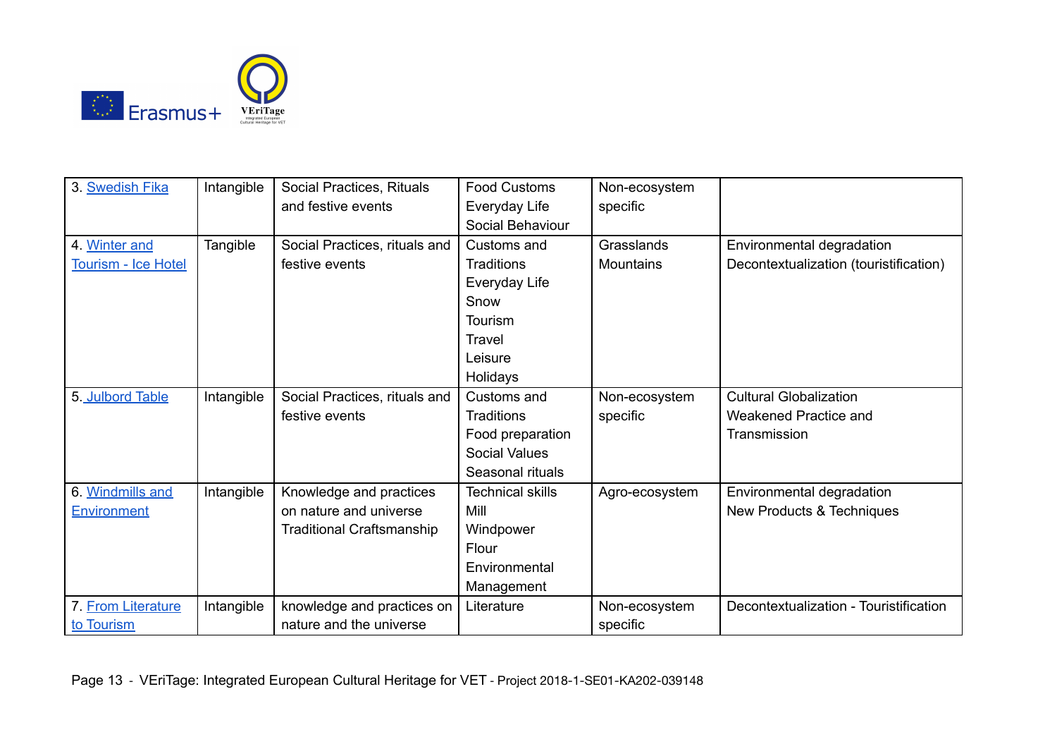| 3. Swedish Fika | Intangible | Social Practices, Rituals and festive events | Food Customs<br>Everyday Life<br>Social Behaviour | Non-ecosystem specific | |
|---|---|---|---|---|---|
| 4. Winter and Tourism - Ice Hotel | Tangible | Social Practices, rituals and festive events | Customs and Traditions<br>Everyday Life<br>Snow<br>Tourism<br>Travel<br>Leisure<br>Holidays | Grasslands<br>Mountains | Environmental degradation<br>Decontextualization (touristification) |
| 5. Julbord Table | Intangible | Social Practices, rituals and festive events | Customs and Traditions<br>Food preparation<br>Social Values<br>Seasonal rituals | Non-ecosystem specific | Cultural Globalization<br>Weakened Practice and Transmission |
| 6. Windmills and Environment | Intangible | Knowledge and practices on nature and universe<br>Traditional Craftsmanship | Technical skills<br>Mill<br>Windpower<br>Flour<br>Environmental Management | Agro-ecosystem | Environmental degradation<br>New Products & Techniques |
| 7. From Literature to Tourism | Intangible | knowledge and practices on nature and the universe | Literature | Non-ecosystem specific | Decontextualization - Touristification |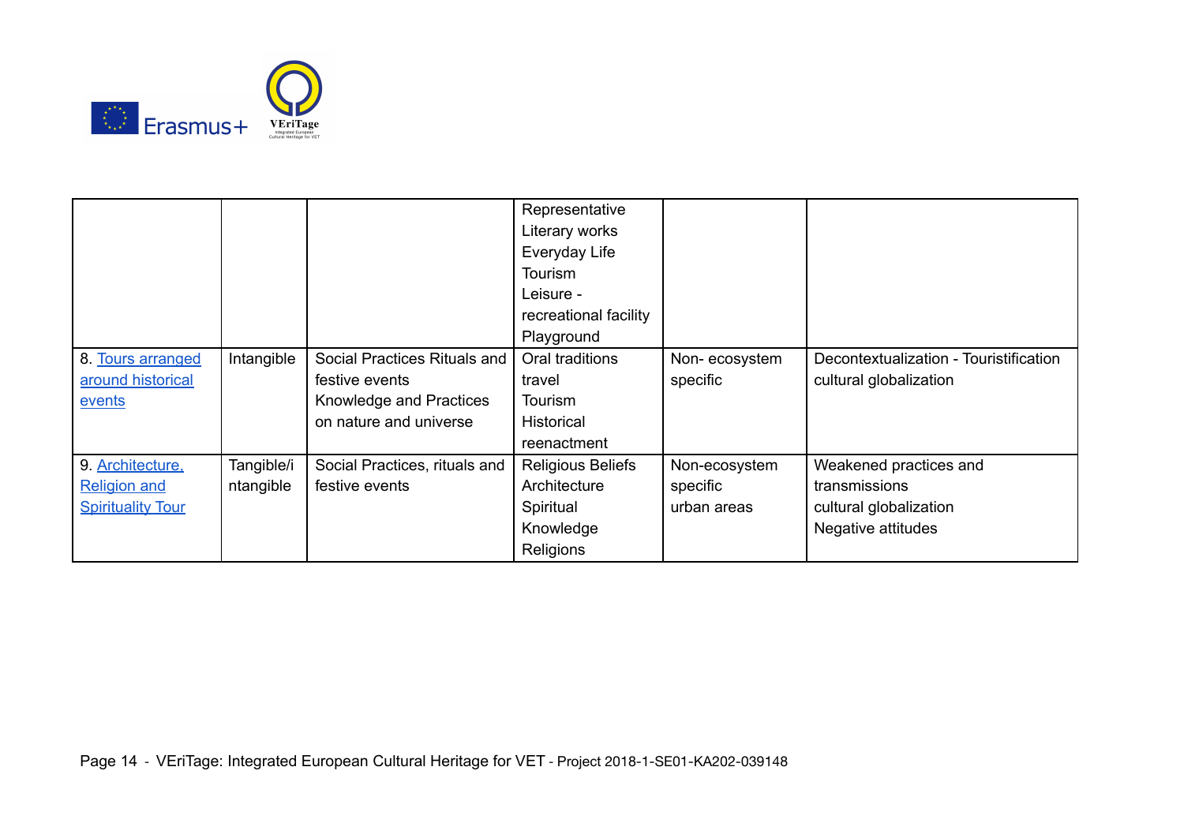| | | | | | |
|---|---|---|---|---|---|
| | | | Representative<br>Literary works<br>Everyday Life<br>Tourism<br>Leisure - recreational facility<br>Playground | | |
| 8. Tours arranged around historical events | Intangible | Social Practices Rituals and festive events<br>Knowledge and Practices on nature and universe | Oral traditions<br>travel<br>Tourism<br>Historical reenactment | Non- ecosystem specific | Decontextualization - Touristification<br>cultural globalization |
| 9. Architecture, Religion and Spirituality Tour | Tangible/intangible | Social Practices, rituals and festive events | Religious Beliefs<br>Architecture<br>Spiritual<br>Knowledge<br>Religions | Non-ecosystem specific<br>urban areas | Weakened practices and transmissions<br>cultural globalization<br>Negative attitudes |